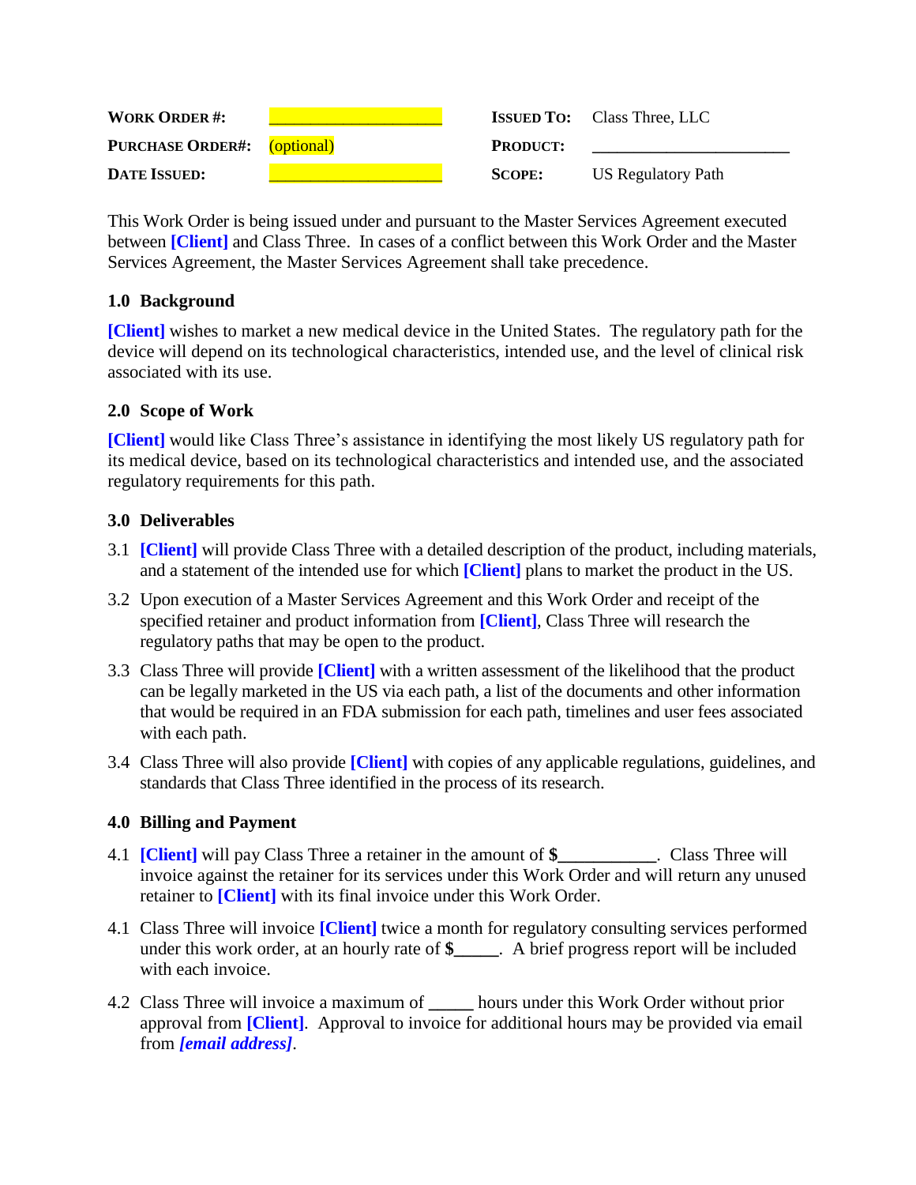| **WORK ORDER #:** | ____________________ | **ISSUED TO:** | Class Three, LLC |
|---|---|---|---|
| **PURCHASE ORDER#:** | (optional) | **PRODUCT:** | ______________________ |
| **DATE ISSUED:** | ____________________ | **SCOPE:** | US Regulatory Path |

This Work Order is being issued under and pursuant to the Master Services Agreement executed between **[Client]** and Class Three. In cases of a conflict between this Work Order and the Master Services Agreement, the Master Services Agreement shall take precedence.

## 1.0 Background

**[Client]** wishes to market a new medical device in the United States. The regulatory path for the device will depend on its technological characteristics, intended use, and the level of clinical risk associated with its use.

## 2.0 Scope of Work

**[Client]** would like Class Three's assistance in identifying the most likely US regulatory path for its medical device, based on its technological characteristics and intended use, and the associated regulatory requirements for this path.

## 3.0 Deliverables

3.1 **[Client]** will provide Class Three with a detailed description of the product, including materials, and a statement of the intended use for which **[Client]** plans to market the product in the US.

3.2 Upon execution of a Master Services Agreement and this Work Order and receipt of the specified retainer and product information from **[Client]**, Class Three will research the regulatory paths that may be open to the product.

3.3 Class Three will provide **[Client]** with a written assessment of the likelihood that the product can be legally marketed in the US via each path, a list of the documents and other information that would be required in an FDA submission for each path, timelines and user fees associated with each path.

3.4 Class Three will also provide **[Client]** with copies of any applicable regulations, guidelines, and standards that Class Three identified in the process of its research.

## 4.0 Billing and Payment

4.1 **[Client]** will pay Class Three a retainer in the amount of **$___________**. Class Three will invoice against the retainer for its services under this Work Order and will return any unused retainer to **[Client]** with its final invoice under this Work Order.

4.1 Class Three will invoice **[Client]** twice a month for regulatory consulting services performed under this work order, at an hourly rate of **$_____**. A brief progress report will be included with each invoice.

4.2 Class Three will invoice a maximum of _____ hours under this Work Order without prior approval from **[Client]**. Approval to invoice for additional hours may be provided via email from ***[email address]***.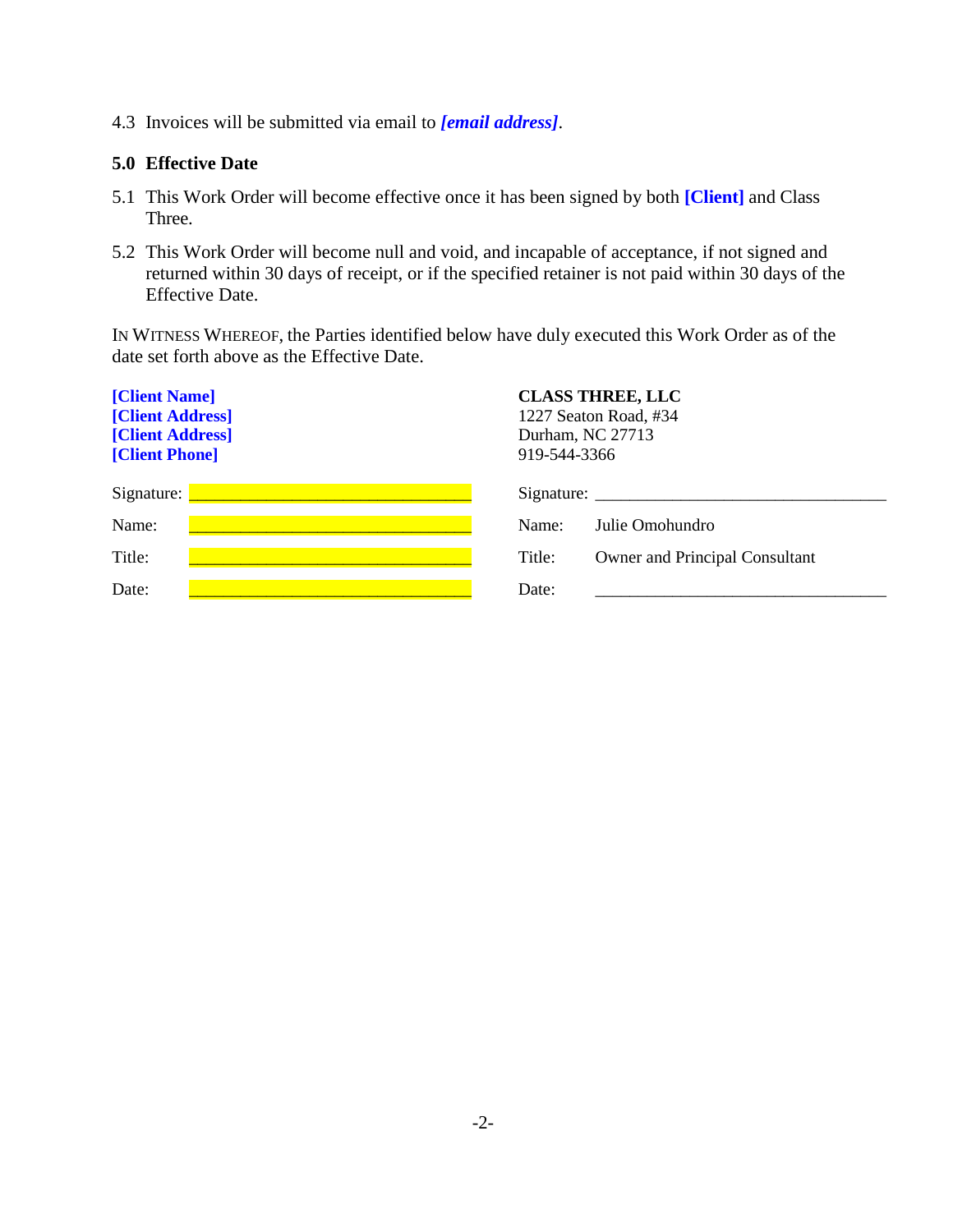4.3 Invoices will be submitted via email to ***[email address]***.

**5.0 Effective Date**

5.1 This Work Order will become effective once it has been signed by both **[Client]** and Class Three.

5.2 This Work Order will become null and void, and incapable of acceptance, if not signed and returned within 30 days of receipt, or if the specified retainer is not paid within 30 days of the Effective Date.

IN WITNESS WHEREOF, the Parties identified below have duly executed this Work Order as of the date set forth above as the Effective Date.

**[Client Name]**
**[Client Address]**
**[Client Address]**
**[Client Phone]**

Signature: ______________________________

Name: ______________________________

Title: ______________________________

Date: ______________________________

**CLASS THREE, LLC**
1227 Seaton Road, #34
Durham, NC 27713
919-544-3366

Signature: ______________________________

Name: Julie Omohundro

Title: Owner and Principal Consultant

Date: ______________________________